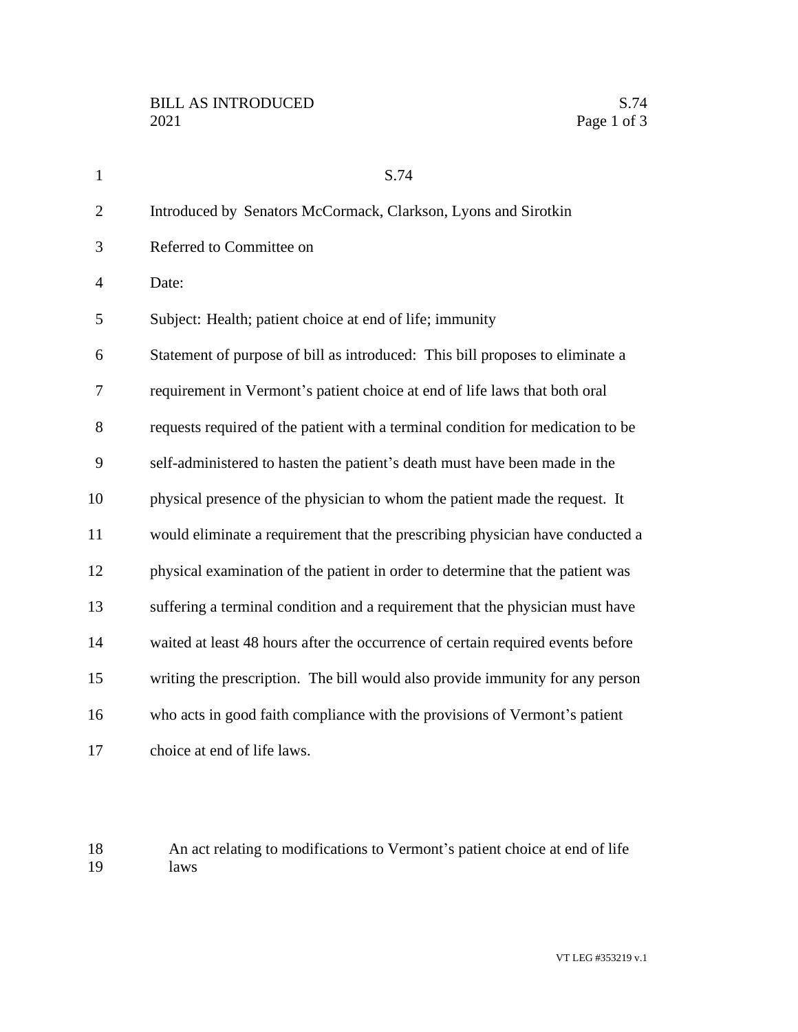S.74

Introduced by Senators McCormack, Clarkson, Lyons and Sirotkin

Referred to Committee on

Date:

Subject: Health; patient choice at end of life; immunity

Statement of purpose of bill as introduced: This bill proposes to eliminate a requirement in Vermont's patient choice at end of life laws that both oral requests required of the patient with a terminal condition for medication to be self-administered to hasten the patient's death must have been made in the physical presence of the physician to whom the patient made the request. It would eliminate a requirement that the prescribing physician have conducted a physical examination of the patient in order to determine that the patient was suffering a terminal condition and a requirement that the physician must have waited at least 48 hours after the occurrence of certain required events before writing the prescription. The bill would also provide immunity for any person who acts in good faith compliance with the provisions of Vermont's patient choice at end of life laws.

An act relating to modifications to Vermont's patient choice at end of life laws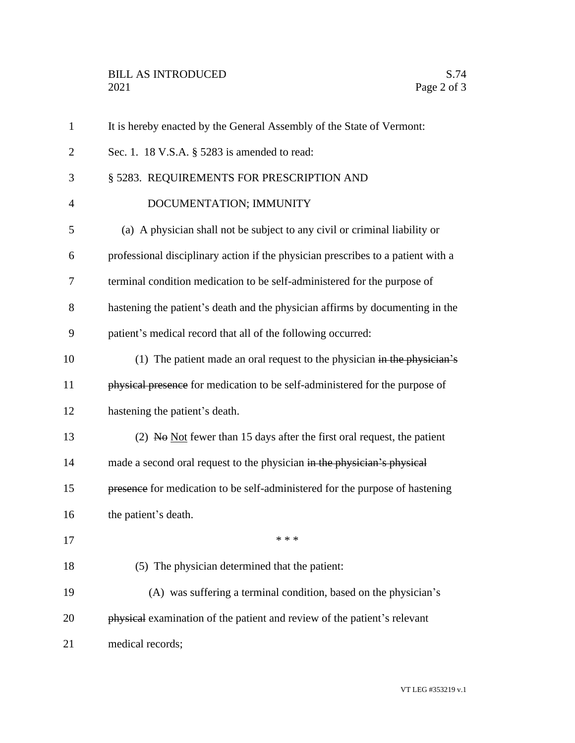It is hereby enacted by the General Assembly of the State of Vermont:

Sec. 1. 18 V.S.A. § 5283 is amended to read:

§ 5283. REQUIREMENTS FOR PRESCRIPTION AND DOCUMENTATION; IMMUNITY

(a) A physician shall not be subject to any civil or criminal liability or professional disciplinary action if the physician prescribes to a patient with a terminal condition medication to be self-administered for the purpose of hastening the patient's death and the physician affirms by documenting in the patient's medical record that all of the following occurred:

(1) The patient made an oral request to the physician ~~in the physician's physical presence~~ for medication to be self-administered for the purpose of hastening the patient's death.

(2) ~~No~~ <u>Not</u> fewer than 15 days after the first oral request, the patient made a second oral request to the physician ~~in the physician's physical presence~~ for medication to be self-administered for the purpose of hastening the patient's death.

\* \* \*

(5) The physician determined that the patient:

(A) was suffering a terminal condition, based on the physician's ~~physical~~ examination of the patient and review of the patient's relevant medical records;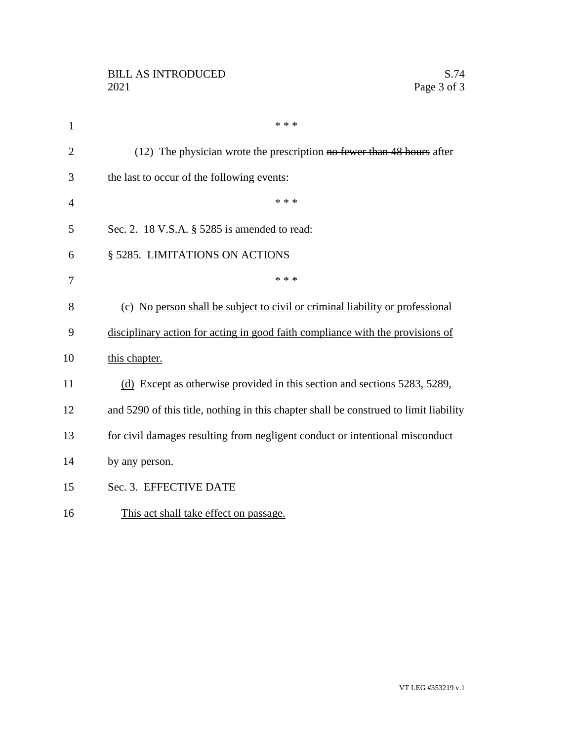\* \* \*

(12) The physician wrote the prescription ~~no fewer than 48 hours~~ after the last to occur of the following events:

\* \* \*

Sec. 2. 18 V.S.A. § 5285 is amended to read:

§ 5285. LIMITATIONS ON ACTIONS

\* \* \*

(c) <u>No person shall be subject to civil or criminal liability or professional disciplinary action for acting in good faith compliance with the provisions of this chapter.</u>

<u>(d)</u> Except as otherwise provided in this section and sections 5283, 5289, and 5290 of this title, nothing in this chapter shall be construed to limit liability for civil damages resulting from negligent conduct or intentional misconduct by any person.

Sec. 3. EFFECTIVE DATE

<u>This act shall take effect on passage.</u>